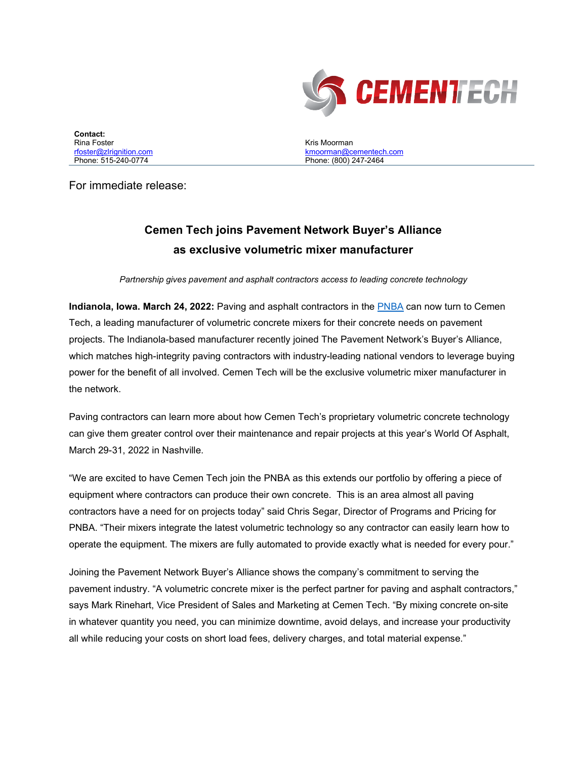**Contact:**
Rina Foster
rfoster@zlrignition.com
Phone: 515-240-0774

Kris Moorman
kmoorman@cementech.com
Phone: (800) 247-2464

For immediate release:

## Cemen Tech joins Pavement Network Buyer's Alliance as exclusive volumetric mixer manufacturer

*Partnership gives pavement and asphalt contractors access to leading concrete technology*

**Indianola, Iowa. March 24, 2022:** Paving and asphalt contractors in the PNBA can now turn to Cemen Tech, a leading manufacturer of volumetric concrete mixers for their concrete needs on pavement projects. The Indianola-based manufacturer recently joined The Pavement Network's Buyer's Alliance, which matches high-integrity paving contractors with industry-leading national vendors to leverage buying power for the benefit of all involved. Cemen Tech will be the exclusive volumetric mixer manufacturer in the network.

Paving contractors can learn more about how Cemen Tech's proprietary volumetric concrete technology can give them greater control over their maintenance and repair projects at this year's World Of Asphalt, March 29-31, 2022 in Nashville.

"We are excited to have Cemen Tech join the PNBA as this extends our portfolio by offering a piece of equipment where contractors can produce their own concrete. This is an area almost all paving contractors have a need for on projects today" said Chris Segar, Director of Programs and Pricing for PNBA. "Their mixers integrate the latest volumetric technology so any contractor can easily learn how to operate the equipment. The mixers are fully automated to provide exactly what is needed for every pour."

Joining the Pavement Network Buyer's Alliance shows the company's commitment to serving the pavement industry. "A volumetric concrete mixer is the perfect partner for paving and asphalt contractors," says Mark Rinehart, Vice President of Sales and Marketing at Cemen Tech. "By mixing concrete on-site in whatever quantity you need, you can minimize downtime, avoid delays, and increase your productivity all while reducing your costs on short load fees, delivery charges, and total material expense."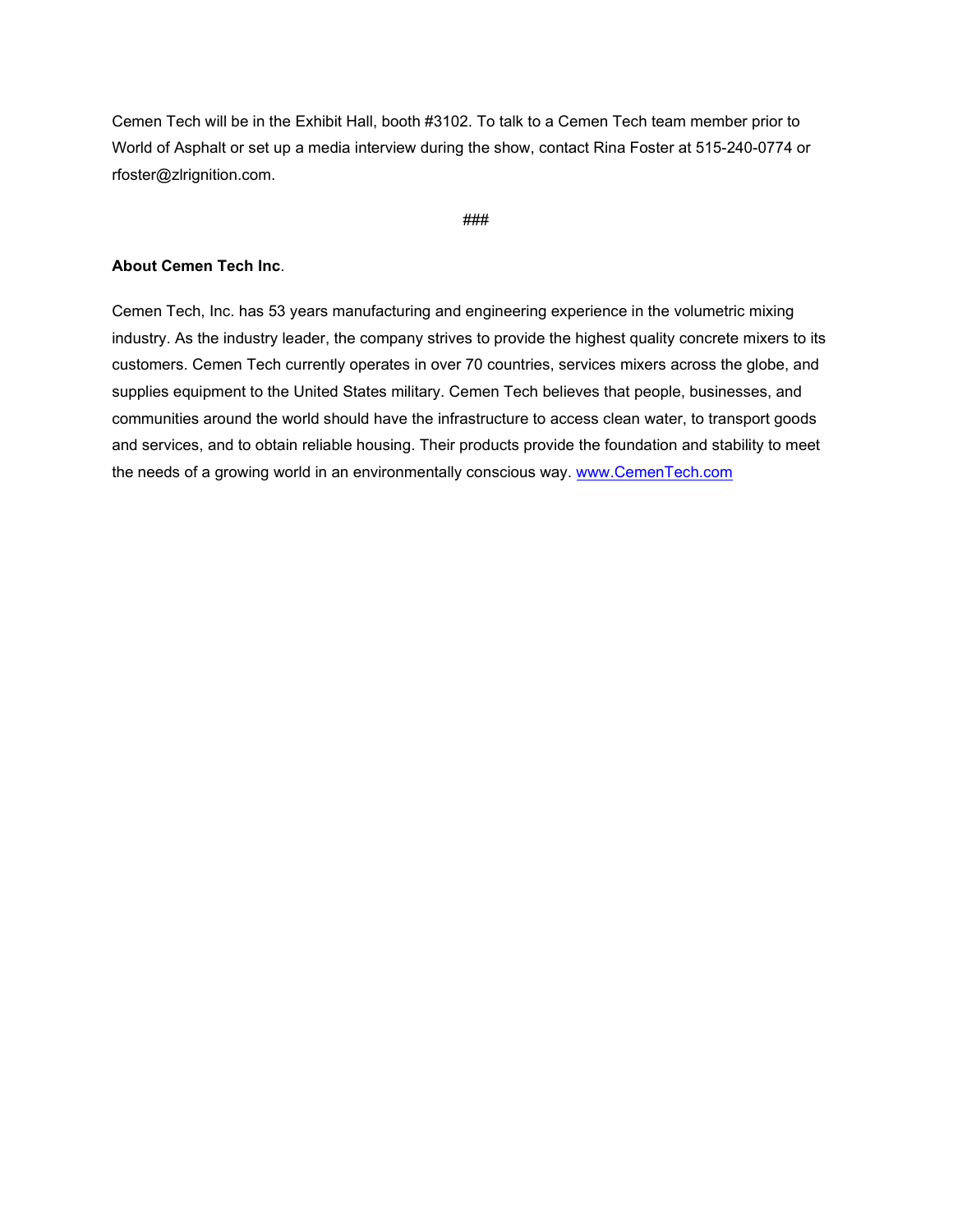Cemen Tech will be in the Exhibit Hall, booth #3102. To talk to a Cemen Tech team member prior to World of Asphalt or set up a media interview during the show, contact Rina Foster at 515-240-0774 or rfoster@zlrignition.com.

###

**About Cemen Tech Inc**.

Cemen Tech, Inc. has 53 years manufacturing and engineering experience in the volumetric mixing industry. As the industry leader, the company strives to provide the highest quality concrete mixers to its customers. Cemen Tech currently operates in over 70 countries, services mixers across the globe, and supplies equipment to the United States military. Cemen Tech believes that people, businesses, and communities around the world should have the infrastructure to access clean water, to transport goods and services, and to obtain reliable housing. Their products provide the foundation and stability to meet the needs of a growing world in an environmentally conscious way. [www.CemenTech.com](http://www.CemenTech.com)